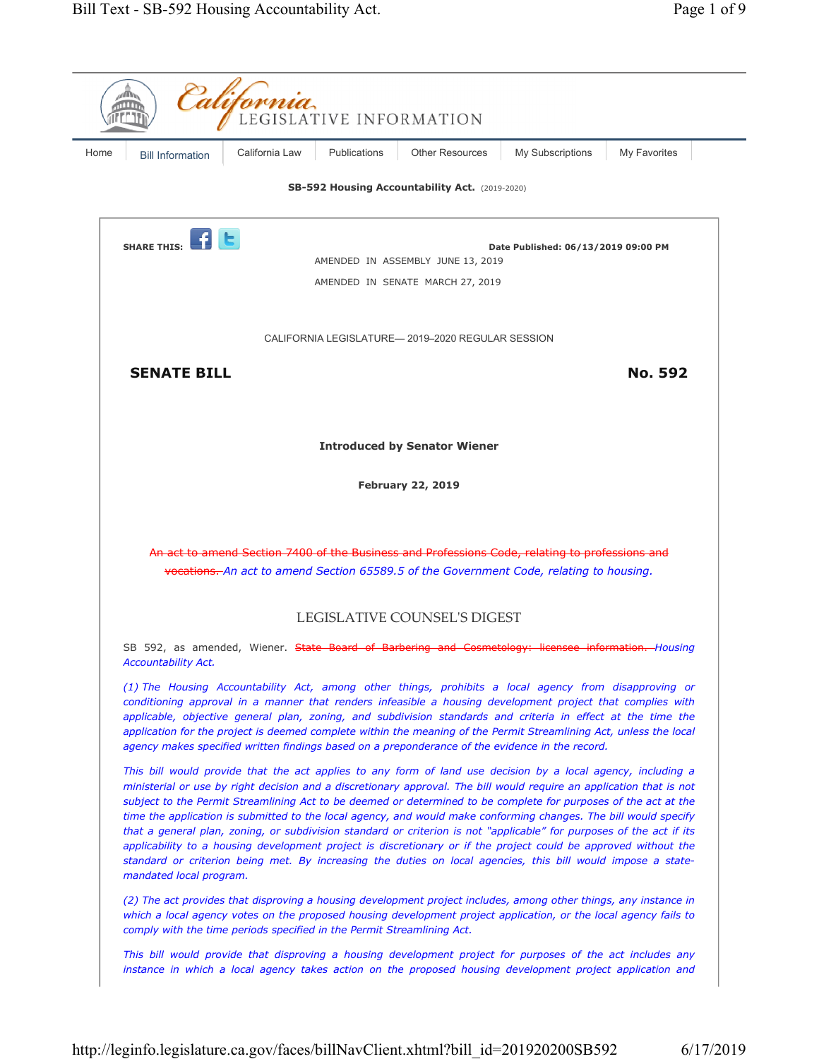SB-592 Housing Accountability Act. (2019-2020)

SHARE THIS:

Date Published: 06/13/2019 09:00 PM

AMENDED IN ASSEMBLY JUNE 13, 2019

AMENDED IN SENATE MARCH 27, 2019

CALIFORNIA LEGISLATURE— 2019–2020 REGULAR SESSION

**SENATE BILL** **No. 592**

**Introduced by Senator Wiener**

**February 22, 2019**

~~An act to amend Section 7400 of the Business and Professions Code, relating to professions and vocations.~~ *An act to amend Section 65589.5 of the Government Code, relating to housing.*

## LEGISLATIVE COUNSEL'S DIGEST

SB 592, as amended, Wiener. ~~State Board of Barbering and Cosmetology: licensee information.~~ *Housing Accountability Act.*

*(1) The Housing Accountability Act, among other things, prohibits a local agency from disapproving or conditioning approval in a manner that renders infeasible a housing development project that complies with applicable, objective general plan, zoning, and subdivision standards and criteria in effect at the time the application for the project is deemed complete within the meaning of the Permit Streamlining Act, unless the local agency makes specified written findings based on a preponderance of the evidence in the record.*

*This bill would provide that the act applies to any form of land use decision by a local agency, including a ministerial or use by right decision and a discretionary approval. The bill would require an application that is not subject to the Permit Streamlining Act to be deemed or determined to be complete for purposes of the act at the time the application is submitted to the local agency, and would make conforming changes. The bill would specify that a general plan, zoning, or subdivision standard or criterion is not "applicable" for purposes of the act if its applicability to a housing development project is discretionary or if the project could be approved without the standard or criterion being met. By increasing the duties on local agencies, this bill would impose a state-mandated local program.*

*(2) The act provides that disproving a housing development project includes, among other things, any instance in which a local agency votes on the proposed housing development project application, or the local agency fails to comply with the time periods specified in the Permit Streamlining Act.*

*This bill would provide that disproving a housing development project for purposes of the act includes any instance in which a local agency takes action on the proposed housing development project application and*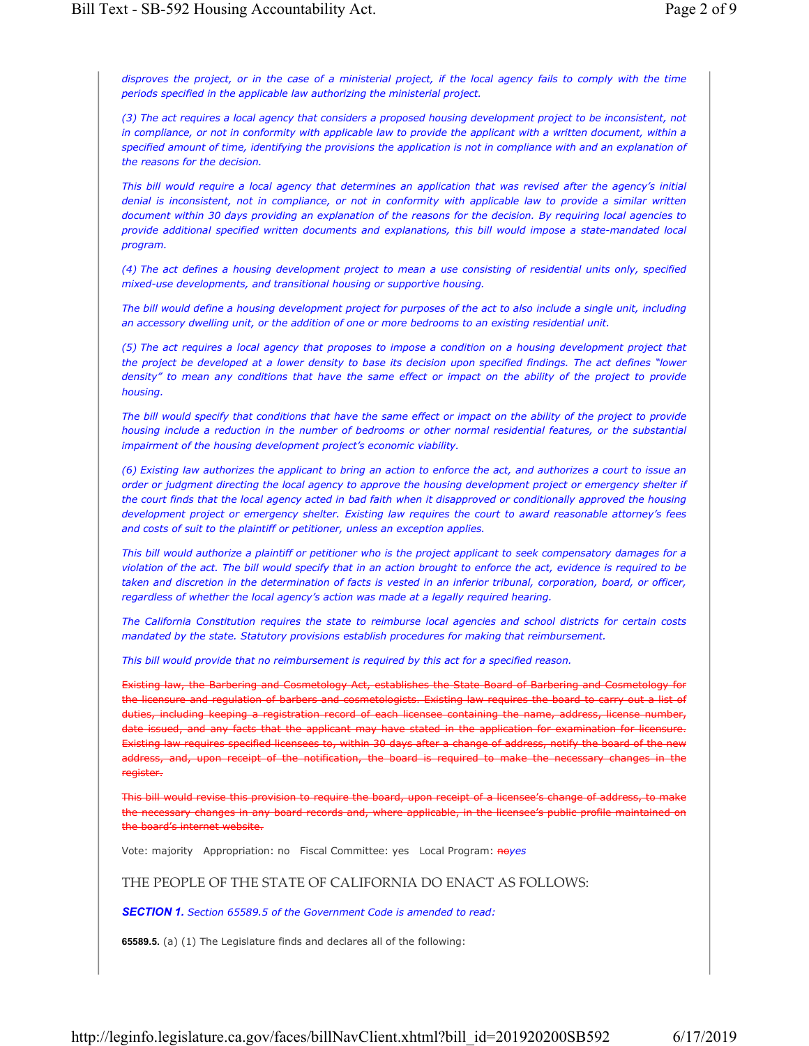*disproves the project, or in the case of a ministerial project, if the local agency fails to comply with the time periods specified in the applicable law authorizing the ministerial project.*

*(3) The act requires a local agency that considers a proposed housing development project to be inconsistent, not in compliance, or not in conformity with applicable law to provide the applicant with a written document, within a specified amount of time, identifying the provisions the application is not in compliance with and an explanation of the reasons for the decision.*

*This bill would require a local agency that determines an application that was revised after the agency's initial denial is inconsistent, not in compliance, or not in conformity with applicable law to provide a similar written document within 30 days providing an explanation of the reasons for the decision. By requiring local agencies to provide additional specified written documents and explanations, this bill would impose a state-mandated local program.*

*(4) The act defines a housing development project to mean a use consisting of residential units only, specified mixed-use developments, and transitional housing or supportive housing.*

*The bill would define a housing development project for purposes of the act to also include a single unit, including an accessory dwelling unit, or the addition of one or more bedrooms to an existing residential unit.*

*(5) The act requires a local agency that proposes to impose a condition on a housing development project that the project be developed at a lower density to base its decision upon specified findings. The act defines "lower density" to mean any conditions that have the same effect or impact on the ability of the project to provide housing.*

*The bill would specify that conditions that have the same effect or impact on the ability of the project to provide housing include a reduction in the number of bedrooms or other normal residential features, or the substantial impairment of the housing development project's economic viability.*

*(6) Existing law authorizes the applicant to bring an action to enforce the act, and authorizes a court to issue an order or judgment directing the local agency to approve the housing development project or emergency shelter if the court finds that the local agency acted in bad faith when it disapproved or conditionally approved the housing development project or emergency shelter. Existing law requires the court to award reasonable attorney's fees and costs of suit to the plaintiff or petitioner, unless an exception applies.*

*This bill would authorize a plaintiff or petitioner who is the project applicant to seek compensatory damages for a violation of the act. The bill would specify that in an action brought to enforce the act, evidence is required to be taken and discretion in the determination of facts is vested in an inferior tribunal, corporation, board, or officer, regardless of whether the local agency's action was made at a legally required hearing.*

*The California Constitution requires the state to reimburse local agencies and school districts for certain costs mandated by the state. Statutory provisions establish procedures for making that reimbursement.*

*This bill would provide that no reimbursement is required by this act for a specified reason.*

~~Existing law, the Barbering and Cosmetology Act, establishes the State Board of Barbering and Cosmetology for the licensure and regulation of barbers and cosmetologists. Existing law requires the board to carry out a list of duties, including keeping a registration record of each licensee containing the name, address, license number, date issued, and any facts that the applicant may have stated in the application for examination for licensure. Existing law requires specified licensees to, within 30 days after a change of address, notify the board of the new address, and, upon receipt of the notification, the board is required to make the necessary changes in the register.~~

~~This bill would revise this provision to require the board, upon receipt of a licensee's change of address, to make the necessary changes in any board records and, where applicable, in the licensee's public profile maintained on the board's internet website.~~

Vote: majority   Appropriation: no   Fiscal Committee: yes   Local Program: ~~no~~*yes*

THE PEOPLE OF THE STATE OF CALIFORNIA DO ENACT AS FOLLOWS:

***SECTION 1.*** *Section 65589.5 of the Government Code is amended to read:*

**65589.5.** (a) (1) The Legislature finds and declares all of the following: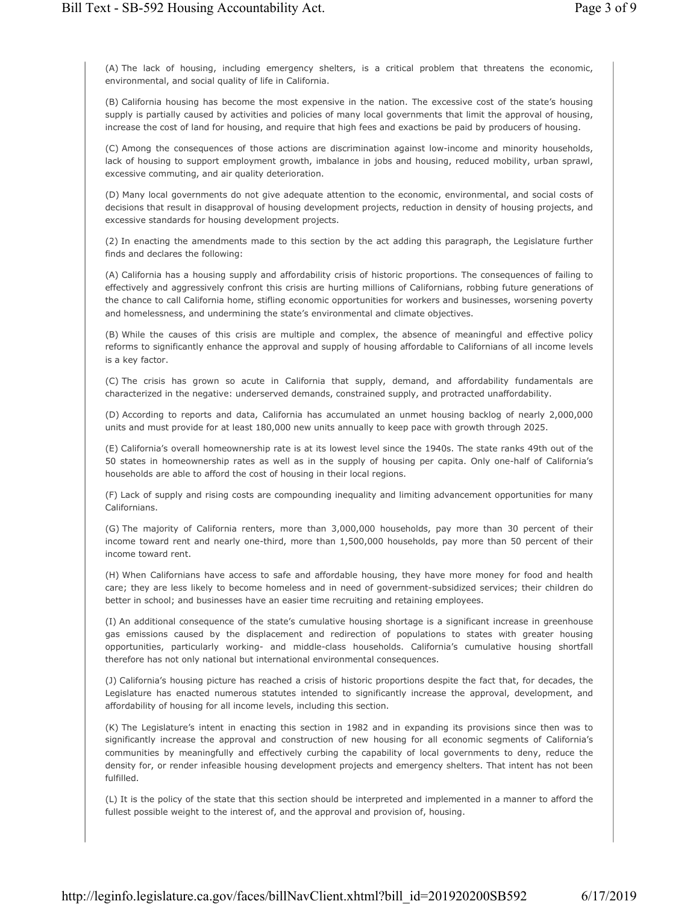(A) The lack of housing, including emergency shelters, is a critical problem that threatens the economic, environmental, and social quality of life in California.

(B) California housing has become the most expensive in the nation. The excessive cost of the state's housing supply is partially caused by activities and policies of many local governments that limit the approval of housing, increase the cost of land for housing, and require that high fees and exactions be paid by producers of housing.

(C) Among the consequences of those actions are discrimination against low-income and minority households, lack of housing to support employment growth, imbalance in jobs and housing, reduced mobility, urban sprawl, excessive commuting, and air quality deterioration.

(D) Many local governments do not give adequate attention to the economic, environmental, and social costs of decisions that result in disapproval of housing development projects, reduction in density of housing projects, and excessive standards for housing development projects.

(2) In enacting the amendments made to this section by the act adding this paragraph, the Legislature further finds and declares the following:

(A) California has a housing supply and affordability crisis of historic proportions. The consequences of failing to effectively and aggressively confront this crisis are hurting millions of Californians, robbing future generations of the chance to call California home, stifling economic opportunities for workers and businesses, worsening poverty and homelessness, and undermining the state's environmental and climate objectives.

(B) While the causes of this crisis are multiple and complex, the absence of meaningful and effective policy reforms to significantly enhance the approval and supply of housing affordable to Californians of all income levels is a key factor.

(C) The crisis has grown so acute in California that supply, demand, and affordability fundamentals are characterized in the negative: underserved demands, constrained supply, and protracted unaffordability.

(D) According to reports and data, California has accumulated an unmet housing backlog of nearly 2,000,000 units and must provide for at least 180,000 new units annually to keep pace with growth through 2025.

(E) California's overall homeownership rate is at its lowest level since the 1940s. The state ranks 49th out of the 50 states in homeownership rates as well as in the supply of housing per capita. Only one-half of California's households are able to afford the cost of housing in their local regions.

(F) Lack of supply and rising costs are compounding inequality and limiting advancement opportunities for many Californians.

(G) The majority of California renters, more than 3,000,000 households, pay more than 30 percent of their income toward rent and nearly one-third, more than 1,500,000 households, pay more than 50 percent of their income toward rent.

(H) When Californians have access to safe and affordable housing, they have more money for food and health care; they are less likely to become homeless and in need of government-subsidized services; their children do better in school; and businesses have an easier time recruiting and retaining employees.

(I) An additional consequence of the state's cumulative housing shortage is a significant increase in greenhouse gas emissions caused by the displacement and redirection of populations to states with greater housing opportunities, particularly working- and middle-class households. California's cumulative housing shortfall therefore has not only national but international environmental consequences.

(J) California's housing picture has reached a crisis of historic proportions despite the fact that, for decades, the Legislature has enacted numerous statutes intended to significantly increase the approval, development, and affordability of housing for all income levels, including this section.

(K) The Legislature's intent in enacting this section in 1982 and in expanding its provisions since then was to significantly increase the approval and construction of new housing for all economic segments of California's communities by meaningfully and effectively curbing the capability of local governments to deny, reduce the density for, or render infeasible housing development projects and emergency shelters. That intent has not been fulfilled.

(L) It is the policy of the state that this section should be interpreted and implemented in a manner to afford the fullest possible weight to the interest of, and the approval and provision of, housing.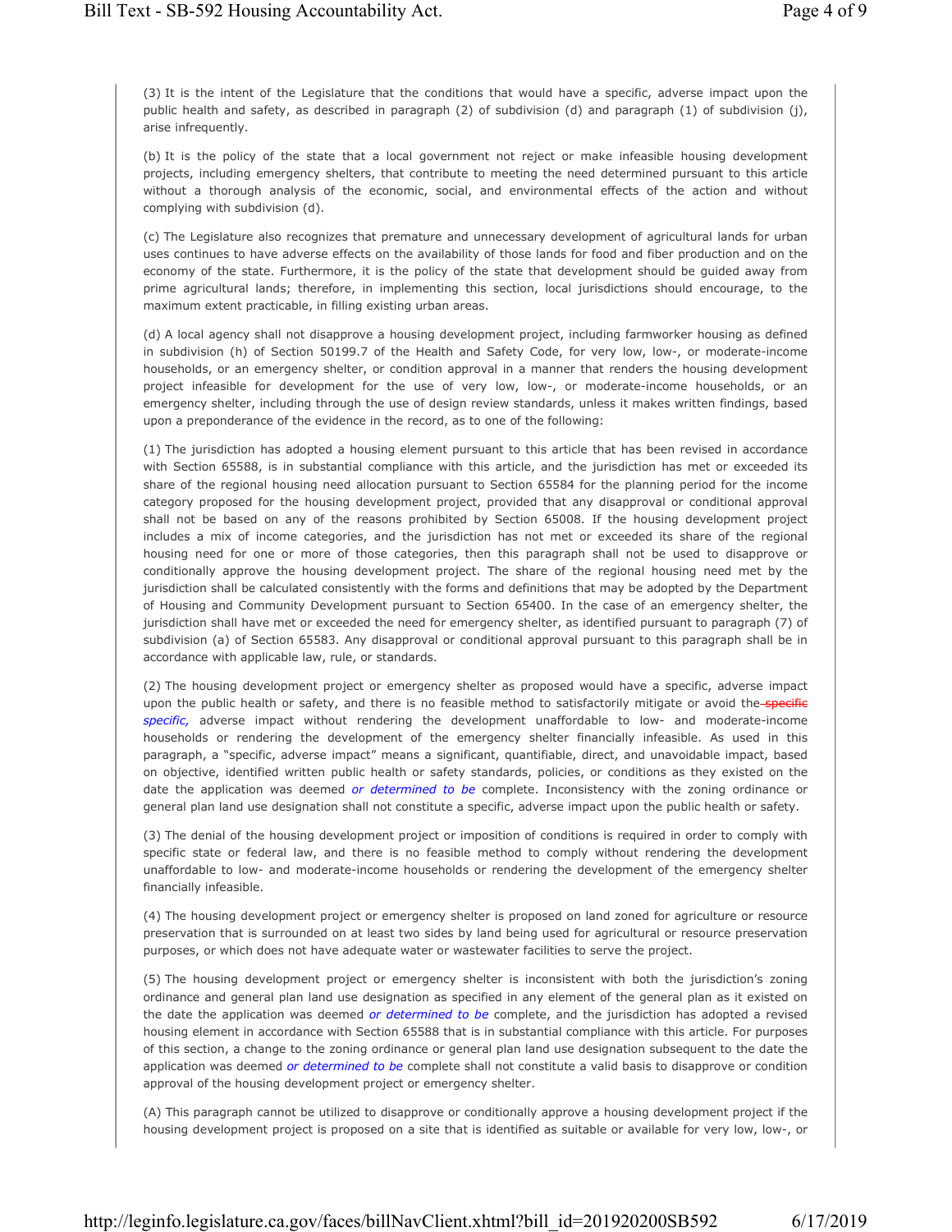(3) It is the intent of the Legislature that the conditions that would have a specific, adverse impact upon the public health and safety, as described in paragraph (2) of subdivision (d) and paragraph (1) of subdivision (j), arise infrequently.

(b) It is the policy of the state that a local government not reject or make infeasible housing development projects, including emergency shelters, that contribute to meeting the need determined pursuant to this article without a thorough analysis of the economic, social, and environmental effects of the action and without complying with subdivision (d).

(c) The Legislature also recognizes that premature and unnecessary development of agricultural lands for urban uses continues to have adverse effects on the availability of those lands for food and fiber production and on the economy of the state. Furthermore, it is the policy of the state that development should be guided away from prime agricultural lands; therefore, in implementing this section, local jurisdictions should encourage, to the maximum extent practicable, in filling existing urban areas.

(d) A local agency shall not disapprove a housing development project, including farmworker housing as defined in subdivision (h) of Section 50199.7 of the Health and Safety Code, for very low, low-, or moderate-income households, or an emergency shelter, or condition approval in a manner that renders the housing development project infeasible for development for the use of very low, low-, or moderate-income households, or an emergency shelter, including through the use of design review standards, unless it makes written findings, based upon a preponderance of the evidence in the record, as to one of the following:

(1) The jurisdiction has adopted a housing element pursuant to this article that has been revised in accordance with Section 65588, is in substantial compliance with this article, and the jurisdiction has met or exceeded its share of the regional housing need allocation pursuant to Section 65584 for the planning period for the income category proposed for the housing development project, provided that any disapproval or conditional approval shall not be based on any of the reasons prohibited by Section 65008. If the housing development project includes a mix of income categories, and the jurisdiction has not met or exceeded its share of the regional housing need for one or more of those categories, then this paragraph shall not be used to disapprove or conditionally approve the housing development project. The share of the regional housing need met by the jurisdiction shall be calculated consistently with the forms and definitions that may be adopted by the Department of Housing and Community Development pursuant to Section 65400. In the case of an emergency shelter, the jurisdiction shall have met or exceeded the need for emergency shelter, as identified pursuant to paragraph (7) of subdivision (a) of Section 65583. Any disapproval or conditional approval pursuant to this paragraph shall be in accordance with applicable law, rule, or standards.

(2) The housing development project or emergency shelter as proposed would have a specific, adverse impact upon the public health or safety, and there is no feasible method to satisfactorily mitigate or avoid the ~~specific~~ *specific,* adverse impact without rendering the development unaffordable to low- and moderate-income households or rendering the development of the emergency shelter financially infeasible. As used in this paragraph, a "specific, adverse impact" means a significant, quantifiable, direct, and unavoidable impact, based on objective, identified written public health or safety standards, policies, or conditions as they existed on the date the application was deemed *or determined to be* complete. Inconsistency with the zoning ordinance or general plan land use designation shall not constitute a specific, adverse impact upon the public health or safety.

(3) The denial of the housing development project or imposition of conditions is required in order to comply with specific state or federal law, and there is no feasible method to comply without rendering the development unaffordable to low- and moderate-income households or rendering the development of the emergency shelter financially infeasible.

(4) The housing development project or emergency shelter is proposed on land zoned for agriculture or resource preservation that is surrounded on at least two sides by land being used for agricultural or resource preservation purposes, or which does not have adequate water or wastewater facilities to serve the project.

(5) The housing development project or emergency shelter is inconsistent with both the jurisdiction's zoning ordinance and general plan land use designation as specified in any element of the general plan as it existed on the date the application was deemed *or determined to be* complete, and the jurisdiction has adopted a revised housing element in accordance with Section 65588 that is in substantial compliance with this article. For purposes of this section, a change to the zoning ordinance or general plan land use designation subsequent to the date the application was deemed *or determined to be* complete shall not constitute a valid basis to disapprove or condition approval of the housing development project or emergency shelter.

(A) This paragraph cannot be utilized to disapprove or conditionally approve a housing development project if the housing development project is proposed on a site that is identified as suitable or available for very low, low-, or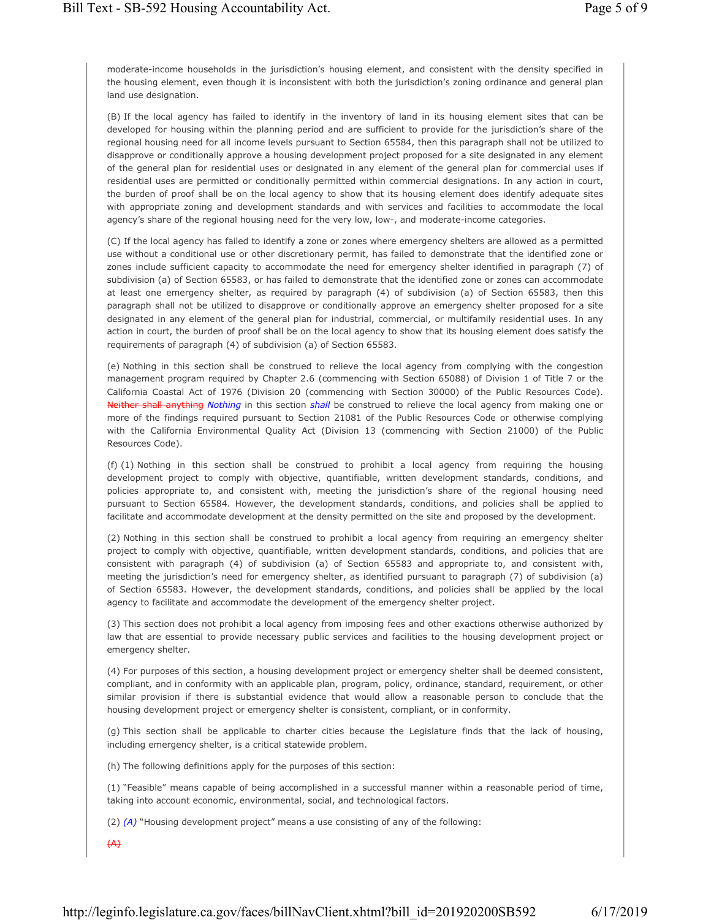moderate-income households in the jurisdiction's housing element, and consistent with the density specified in the housing element, even though it is inconsistent with both the jurisdiction's zoning ordinance and general plan land use designation.

(B) If the local agency has failed to identify in the inventory of land in its housing element sites that can be developed for housing within the planning period and are sufficient to provide for the jurisdiction's share of the regional housing need for all income levels pursuant to Section 65584, then this paragraph shall not be utilized to disapprove or conditionally approve a housing development project proposed for a site designated in any element of the general plan for residential uses or designated in any element of the general plan for commercial uses if residential uses are permitted or conditionally permitted within commercial designations. In any action in court, the burden of proof shall be on the local agency to show that its housing element does identify adequate sites with appropriate zoning and development standards and with services and facilities to accommodate the local agency's share of the regional housing need for the very low, low-, and moderate-income categories.

(C) If the local agency has failed to identify a zone or zones where emergency shelters are allowed as a permitted use without a conditional use or other discretionary permit, has failed to demonstrate that the identified zone or zones include sufficient capacity to accommodate the need for emergency shelter identified in paragraph (7) of subdivision (a) of Section 65583, or has failed to demonstrate that the identified zone or zones can accommodate at least one emergency shelter, as required by paragraph (4) of subdivision (a) of Section 65583, then this paragraph shall not be utilized to disapprove or conditionally approve an emergency shelter proposed for a site designated in any element of the general plan for industrial, commercial, or multifamily residential uses. In any action in court, the burden of proof shall be on the local agency to show that its housing element does satisfy the requirements of paragraph (4) of subdivision (a) of Section 65583.

(e) Nothing in this section shall be construed to relieve the local agency from complying with the congestion management program required by Chapter 2.6 (commencing with Section 65088) of Division 1 of Title 7 or the California Coastal Act of 1976 (Division 20 (commencing with Section 30000) of the Public Resources Code). ~~Neither shall anything~~ *Nothing* in this section *shall* be construed to relieve the local agency from making one or more of the findings required pursuant to Section 21081 of the Public Resources Code or otherwise complying with the California Environmental Quality Act (Division 13 (commencing with Section 21000) of the Public Resources Code).

(f) (1) Nothing in this section shall be construed to prohibit a local agency from requiring the housing development project to comply with objective, quantifiable, written development standards, conditions, and policies appropriate to, and consistent with, meeting the jurisdiction's share of the regional housing need pursuant to Section 65584. However, the development standards, conditions, and policies shall be applied to facilitate and accommodate development at the density permitted on the site and proposed by the development.

(2) Nothing in this section shall be construed to prohibit a local agency from requiring an emergency shelter project to comply with objective, quantifiable, written development standards, conditions, and policies that are consistent with paragraph (4) of subdivision (a) of Section 65583 and appropriate to, and consistent with, meeting the jurisdiction's need for emergency shelter, as identified pursuant to paragraph (7) of subdivision (a) of Section 65583. However, the development standards, conditions, and policies shall be applied by the local agency to facilitate and accommodate the development of the emergency shelter project.

(3) This section does not prohibit a local agency from imposing fees and other exactions otherwise authorized by law that are essential to provide necessary public services and facilities to the housing development project or emergency shelter.

(4) For purposes of this section, a housing development project or emergency shelter shall be deemed consistent, compliant, and in conformity with an applicable plan, program, policy, ordinance, standard, requirement, or other similar provision if there is substantial evidence that would allow a reasonable person to conclude that the housing development project or emergency shelter is consistent, compliant, or in conformity.

(g) This section shall be applicable to charter cities because the Legislature finds that the lack of housing, including emergency shelter, is a critical statewide problem.

(h) The following definitions apply for the purposes of this section:

(1) "Feasible" means capable of being accomplished in a successful manner within a reasonable period of time, taking into account economic, environmental, social, and technological factors.

(2) *(A)* "Housing development project" means a use consisting of any of the following:

~~(A)~~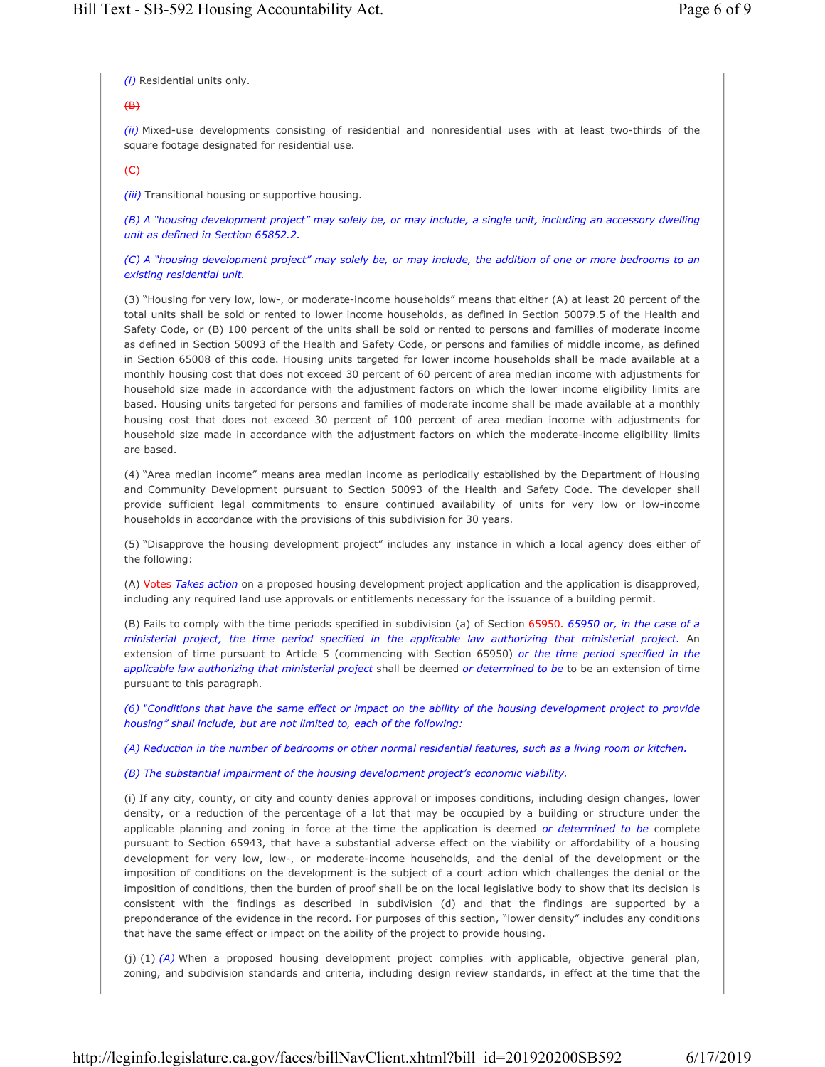*(i)* Residential units only.

~~(B)~~

*(ii)* Mixed-use developments consisting of residential and nonresidential uses with at least two-thirds of the square footage designated for residential use.

~~(C)~~

*(iii)* Transitional housing or supportive housing.

*(B) A "housing development project" may solely be, or may include, a single unit, including an accessory dwelling unit as defined in Section 65852.2.*

*(C) A "housing development project" may solely be, or may include, the addition of one or more bedrooms to an existing residential unit.*

(3) "Housing for very low, low-, or moderate-income households" means that either (A) at least 20 percent of the total units shall be sold or rented to lower income households, as defined in Section 50079.5 of the Health and Safety Code, or (B) 100 percent of the units shall be sold or rented to persons and families of moderate income as defined in Section 50093 of the Health and Safety Code, or persons and families of middle income, as defined in Section 65008 of this code. Housing units targeted for lower income households shall be made available at a monthly housing cost that does not exceed 30 percent of 60 percent of area median income with adjustments for household size made in accordance with the adjustment factors on which the lower income eligibility limits are based. Housing units targeted for persons and families of moderate income shall be made available at a monthly housing cost that does not exceed 30 percent of 100 percent of area median income with adjustments for household size made in accordance with the adjustment factors on which the moderate-income eligibility limits are based.

(4) "Area median income" means area median income as periodically established by the Department of Housing and Community Development pursuant to Section 50093 of the Health and Safety Code. The developer shall provide sufficient legal commitments to ensure continued availability of units for very low or low-income households in accordance with the provisions of this subdivision for 30 years.

(5) "Disapprove the housing development project" includes any instance in which a local agency does either of the following:

(A) ~~Votes~~ *Takes action* on a proposed housing development project application and the application is disapproved, including any required land use approvals or entitlements necessary for the issuance of a building permit.

(B) Fails to comply with the time periods specified in subdivision (a) of Section ~~65950.~~ *65950 or, in the case of a ministerial project, the time period specified in the applicable law authorizing that ministerial project.* An extension of time pursuant to Article 5 (commencing with Section 65950) *or the time period specified in the applicable law authorizing that ministerial project* shall be deemed *or determined to be* to be an extension of time pursuant to this paragraph.

*(6) "Conditions that have the same effect or impact on the ability of the housing development project to provide housing" shall include, but are not limited to, each of the following:*

*(A) Reduction in the number of bedrooms or other normal residential features, such as a living room or kitchen.*

*(B) The substantial impairment of the housing development project's economic viability.*

(i) If any city, county, or city and county denies approval or imposes conditions, including design changes, lower density, or a reduction of the percentage of a lot that may be occupied by a building or structure under the applicable planning and zoning in force at the time the application is deemed *or determined to be* complete pursuant to Section 65943, that have a substantial adverse effect on the viability or affordability of a housing development for very low, low-, or moderate-income households, and the denial of the development or the imposition of conditions on the development is the subject of a court action which challenges the denial or the imposition of conditions, then the burden of proof shall be on the local legislative body to show that its decision is consistent with the findings as described in subdivision (d) and that the findings are supported by a preponderance of the evidence in the record. For purposes of this section, "lower density" includes any conditions that have the same effect or impact on the ability of the project to provide housing.

(j) (1) *(A)* When a proposed housing development project complies with applicable, objective general plan, zoning, and subdivision standards and criteria, including design review standards, in effect at the time that the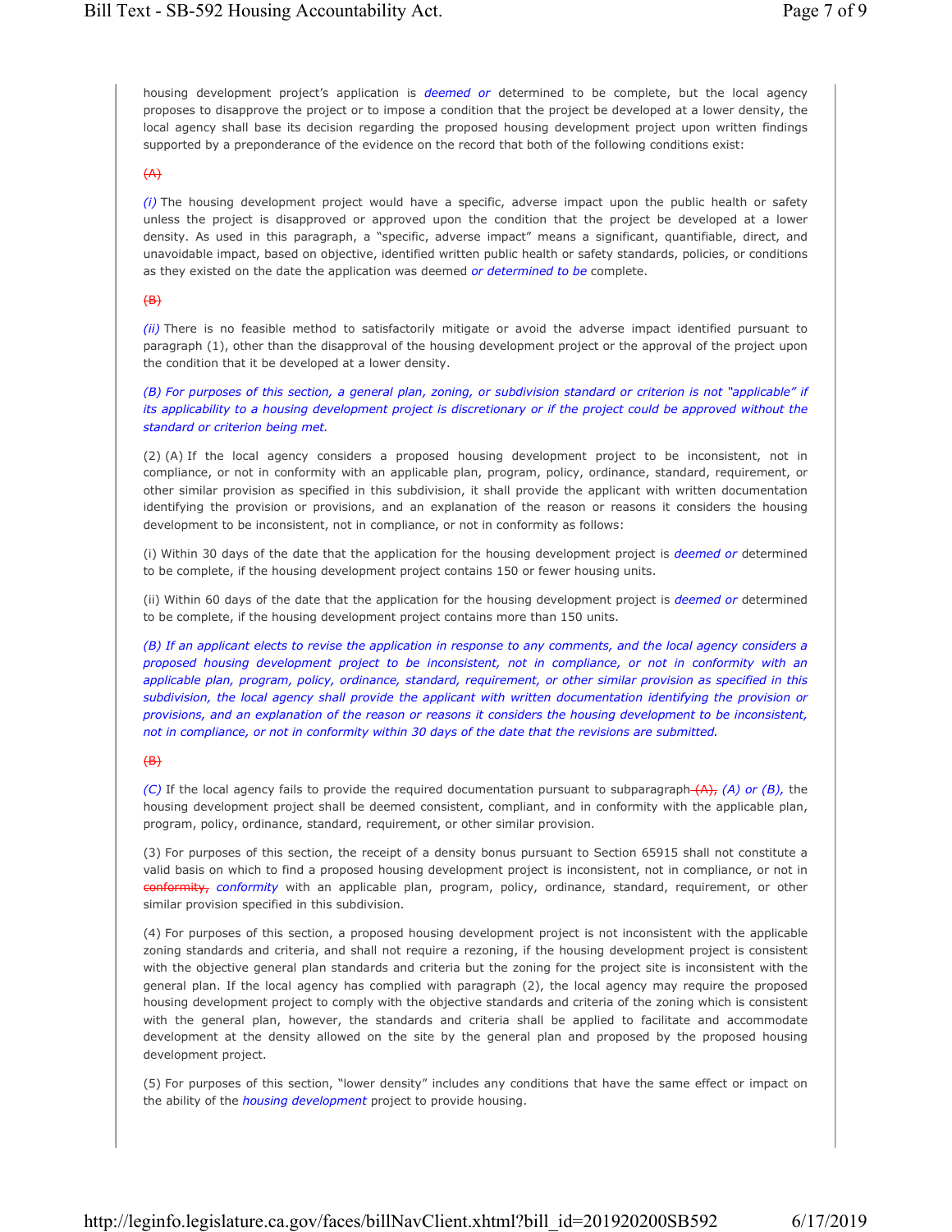housing development project's application is *deemed or* determined to be complete, but the local agency proposes to disapprove the project or to impose a condition that the project be developed at a lower density, the local agency shall base its decision regarding the proposed housing development project upon written findings supported by a preponderance of the evidence on the record that both of the following conditions exist:

~~(A)~~

*(i)* The housing development project would have a specific, adverse impact upon the public health or safety unless the project is disapproved or approved upon the condition that the project be developed at a lower density. As used in this paragraph, a "specific, adverse impact" means a significant, quantifiable, direct, and unavoidable impact, based on objective, identified written public health or safety standards, policies, or conditions as they existed on the date the application was deemed *or determined to be* complete.

~~(B)~~

*(ii)* There is no feasible method to satisfactorily mitigate or avoid the adverse impact identified pursuant to paragraph (1), other than the disapproval of the housing development project or the approval of the project upon the condition that it be developed at a lower density.

*(B) For purposes of this section, a general plan, zoning, or subdivision standard or criterion is not "applicable" if its applicability to a housing development project is discretionary or if the project could be approved without the standard or criterion being met.*

(2) (A) If the local agency considers a proposed housing development project to be inconsistent, not in compliance, or not in conformity with an applicable plan, program, policy, ordinance, standard, requirement, or other similar provision as specified in this subdivision, it shall provide the applicant with written documentation identifying the provision or provisions, and an explanation of the reason or reasons it considers the housing development to be inconsistent, not in compliance, or not in conformity as follows:

(i) Within 30 days of the date that the application for the housing development project is *deemed or* determined to be complete, if the housing development project contains 150 or fewer housing units.

(ii) Within 60 days of the date that the application for the housing development project is *deemed or* determined to be complete, if the housing development project contains more than 150 units.

*(B) If an applicant elects to revise the application in response to any comments, and the local agency considers a proposed housing development project to be inconsistent, not in compliance, or not in conformity with an applicable plan, program, policy, ordinance, standard, requirement, or other similar provision as specified in this subdivision, the local agency shall provide the applicant with written documentation identifying the provision or provisions, and an explanation of the reason or reasons it considers the housing development to be inconsistent, not in compliance, or not in conformity within 30 days of the date that the revisions are submitted.*

~~(B)~~

*(C)* If the local agency fails to provide the required documentation pursuant to subparagraph ~~(A),~~ *(A) or (B),* the housing development project shall be deemed consistent, compliant, and in conformity with the applicable plan, program, policy, ordinance, standard, requirement, or other similar provision.

(3) For purposes of this section, the receipt of a density bonus pursuant to Section 65915 shall not constitute a valid basis on which to find a proposed housing development project is inconsistent, not in compliance, or not in ~~conformity,~~ *conformity* with an applicable plan, program, policy, ordinance, standard, requirement, or other similar provision specified in this subdivision.

(4) For purposes of this section, a proposed housing development project is not inconsistent with the applicable zoning standards and criteria, and shall not require a rezoning, if the housing development project is consistent with the objective general plan standards and criteria but the zoning for the project site is inconsistent with the general plan. If the local agency has complied with paragraph (2), the local agency may require the proposed housing development project to comply with the objective standards and criteria of the zoning which is consistent with the general plan, however, the standards and criteria shall be applied to facilitate and accommodate development at the density allowed on the site by the general plan and proposed by the proposed housing development project.

(5) For purposes of this section, "lower density" includes any conditions that have the same effect or impact on the ability of the *housing development* project to provide housing.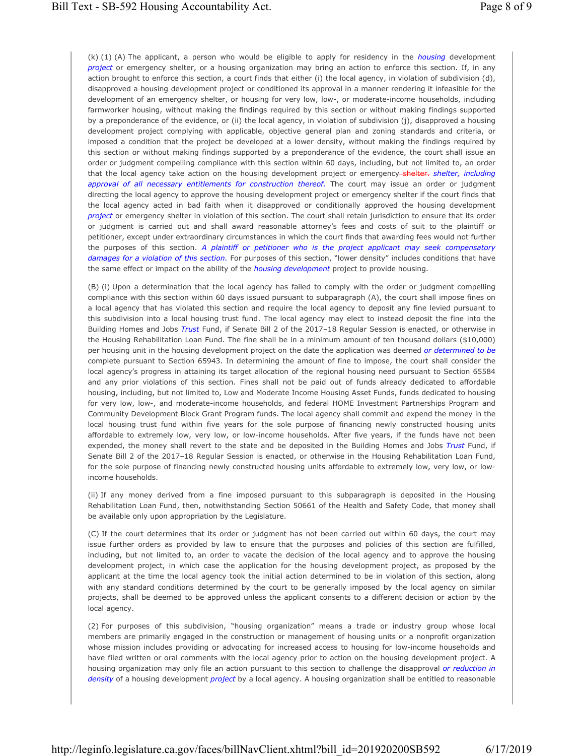(k) (1) (A) The applicant, a person who would be eligible to apply for residency in the *housing* development *project* or emergency shelter, or a housing organization may bring an action to enforce this section. If, in any action brought to enforce this section, a court finds that either (i) the local agency, in violation of subdivision (d), disapproved a housing development project or conditioned its approval in a manner rendering it infeasible for the development of an emergency shelter, or housing for very low, low-, or moderate-income households, including farmworker housing, without making the findings required by this section or without making findings supported by a preponderance of the evidence, or (ii) the local agency, in violation of subdivision (j), disapproved a housing development project complying with applicable, objective general plan and zoning standards and criteria, or imposed a condition that the project be developed at a lower density, without making the findings required by this section or without making findings supported by a preponderance of the evidence, the court shall issue an order or judgment compelling compliance with this section within 60 days, including, but not limited to, an order that the local agency take action on the housing development project or emergency ~~shelter.~~ *shelter, including approval of all necessary entitlements for construction thereof.* The court may issue an order or judgment directing the local agency to approve the housing development project or emergency shelter if the court finds that the local agency acted in bad faith when it disapproved or conditionally approved the housing development *project* or emergency shelter in violation of this section. The court shall retain jurisdiction to ensure that its order or judgment is carried out and shall award reasonable attorney's fees and costs of suit to the plaintiff or petitioner, except under extraordinary circumstances in which the court finds that awarding fees would not further the purposes of this section. *A plaintiff or petitioner who is the project applicant may seek compensatory damages for a violation of this section.* For purposes of this section, "lower density" includes conditions that have the same effect or impact on the ability of the *housing development* project to provide housing.

(B) (i) Upon a determination that the local agency has failed to comply with the order or judgment compelling compliance with this section within 60 days issued pursuant to subparagraph (A), the court shall impose fines on a local agency that has violated this section and require the local agency to deposit any fine levied pursuant to this subdivision into a local housing trust fund. The local agency may elect to instead deposit the fine into the Building Homes and Jobs *Trust* Fund, if Senate Bill 2 of the 2017–18 Regular Session is enacted, or otherwise in the Housing Rehabilitation Loan Fund. The fine shall be in a minimum amount of ten thousand dollars ($10,000) per housing unit in the housing development project on the date the application was deemed *or determined to be* complete pursuant to Section 65943. In determining the amount of fine to impose, the court shall consider the local agency's progress in attaining its target allocation of the regional housing need pursuant to Section 65584 and any prior violations of this section. Fines shall not be paid out of funds already dedicated to affordable housing, including, but not limited to, Low and Moderate Income Housing Asset Funds, funds dedicated to housing for very low, low-, and moderate-income households, and federal HOME Investment Partnerships Program and Community Development Block Grant Program funds. The local agency shall commit and expend the money in the local housing trust fund within five years for the sole purpose of financing newly constructed housing units affordable to extremely low, very low, or low-income households. After five years, if the funds have not been expended, the money shall revert to the state and be deposited in the Building Homes and Jobs *Trust* Fund, if Senate Bill 2 of the 2017–18 Regular Session is enacted, or otherwise in the Housing Rehabilitation Loan Fund, for the sole purpose of financing newly constructed housing units affordable to extremely low, very low, or low-income households.

(ii) If any money derived from a fine imposed pursuant to this subparagraph is deposited in the Housing Rehabilitation Loan Fund, then, notwithstanding Section 50661 of the Health and Safety Code, that money shall be available only upon appropriation by the Legislature.

(C) If the court determines that its order or judgment has not been carried out within 60 days, the court may issue further orders as provided by law to ensure that the purposes and policies of this section are fulfilled, including, but not limited to, an order to vacate the decision of the local agency and to approve the housing development project, in which case the application for the housing development project, as proposed by the applicant at the time the local agency took the initial action determined to be in violation of this section, along with any standard conditions determined by the court to be generally imposed by the local agency on similar projects, shall be deemed to be approved unless the applicant consents to a different decision or action by the local agency.

(2) For purposes of this subdivision, "housing organization" means a trade or industry group whose local members are primarily engaged in the construction or management of housing units or a nonprofit organization whose mission includes providing or advocating for increased access to housing for low-income households and have filed written or oral comments with the local agency prior to action on the housing development project. A housing organization may only file an action pursuant to this section to challenge the disapproval *or reduction in density* of a housing development *project* by a local agency. A housing organization shall be entitled to reasonable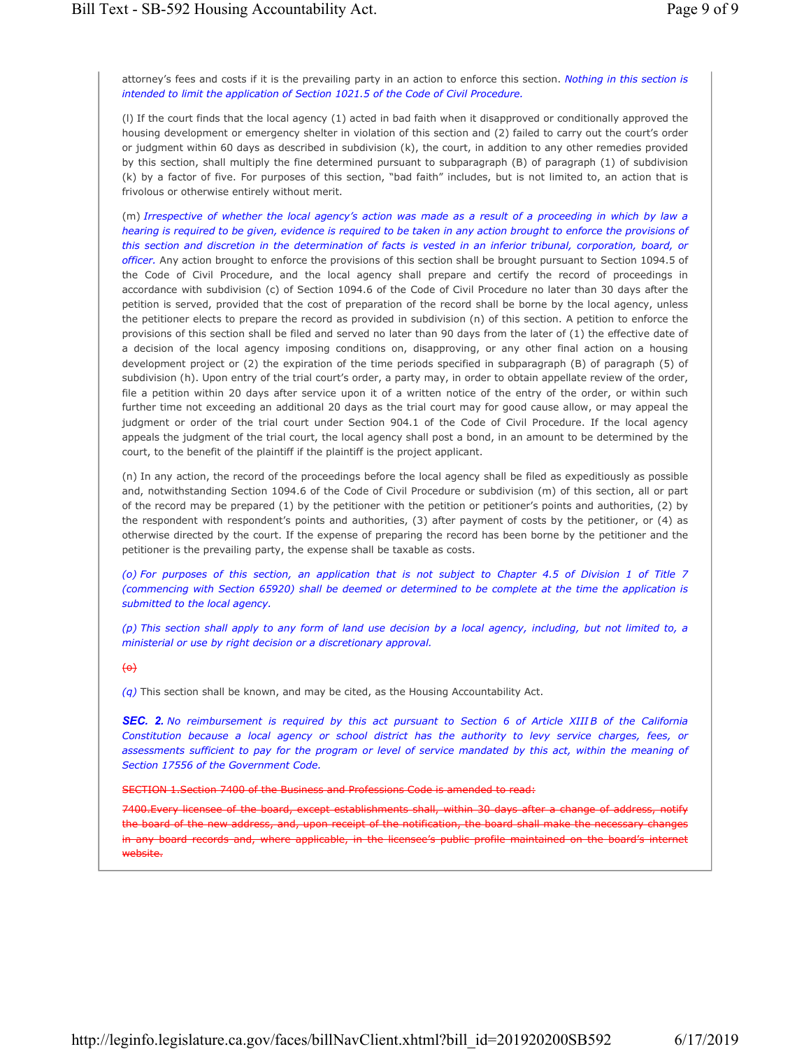attorney's fees and costs if it is the prevailing party in an action to enforce this section. *Nothing in this section is intended to limit the application of Section 1021.5 of the Code of Civil Procedure.*

(l) If the court finds that the local agency (1) acted in bad faith when it disapproved or conditionally approved the housing development or emergency shelter in violation of this section and (2) failed to carry out the court's order or judgment within 60 days as described in subdivision (k), the court, in addition to any other remedies provided by this section, shall multiply the fine determined pursuant to subparagraph (B) of paragraph (1) of subdivision (k) by a factor of five. For purposes of this section, "bad faith" includes, but is not limited to, an action that is frivolous or otherwise entirely without merit.

(m) *Irrespective of whether the local agency's action was made as a result of a proceeding in which by law a hearing is required to be given, evidence is required to be taken in any action brought to enforce the provisions of this section and discretion in the determination of facts is vested in an inferior tribunal, corporation, board, or officer.* Any action brought to enforce the provisions of this section shall be brought pursuant to Section 1094.5 of the Code of Civil Procedure, and the local agency shall prepare and certify the record of proceedings in accordance with subdivision (c) of Section 1094.6 of the Code of Civil Procedure no later than 30 days after the petition is served, provided that the cost of preparation of the record shall be borne by the local agency, unless the petitioner elects to prepare the record as provided in subdivision (n) of this section. A petition to enforce the provisions of this section shall be filed and served no later than 90 days from the later of (1) the effective date of a decision of the local agency imposing conditions on, disapproving, or any other final action on a housing development project or (2) the expiration of the time periods specified in subparagraph (B) of paragraph (5) of subdivision (h). Upon entry of the trial court's order, a party may, in order to obtain appellate review of the order, file a petition within 20 days after service upon it of a written notice of the entry of the order, or within such further time not exceeding an additional 20 days as the trial court may for good cause allow, or may appeal the judgment or order of the trial court under Section 904.1 of the Code of Civil Procedure. If the local agency appeals the judgment of the trial court, the local agency shall post a bond, in an amount to be determined by the court, to the benefit of the plaintiff if the plaintiff is the project applicant.

(n) In any action, the record of the proceedings before the local agency shall be filed as expeditiously as possible and, notwithstanding Section 1094.6 of the Code of Civil Procedure or subdivision (m) of this section, all or part of the record may be prepared (1) by the petitioner with the petition or petitioner's points and authorities, (2) by the respondent with respondent's points and authorities, (3) after payment of costs by the petitioner, or (4) as otherwise directed by the court. If the expense of preparing the record has been borne by the petitioner and the petitioner is the prevailing party, the expense shall be taxable as costs.

*(o) For purposes of this section, an application that is not subject to Chapter 4.5 of Division 1 of Title 7 (commencing with Section 65920) shall be deemed or determined to be complete at the time the application is submitted to the local agency.*

*(p) This section shall apply to any form of land use decision by a local agency, including, but not limited to, a ministerial or use by right decision or a discretionary approval.*

~~(o)~~

*(q)* This section shall be known, and may be cited, as the Housing Accountability Act.

***SEC. 2.*** *No reimbursement is required by this act pursuant to Section 6 of Article XIII B of the California Constitution because a local agency or school district has the authority to levy service charges, fees, or assessments sufficient to pay for the program or level of service mandated by this act, within the meaning of Section 17556 of the Government Code.*

~~SECTION 1.Section 7400 of the Business and Professions Code is amended to read:~~

~~7400.Every licensee of the board, except establishments shall, within 30 days after a change of address, notify the board of the new address, and, upon receipt of the notification, the board shall make the necessary changes in any board records and, where applicable, in the licensee's public profile maintained on the board's internet website.~~